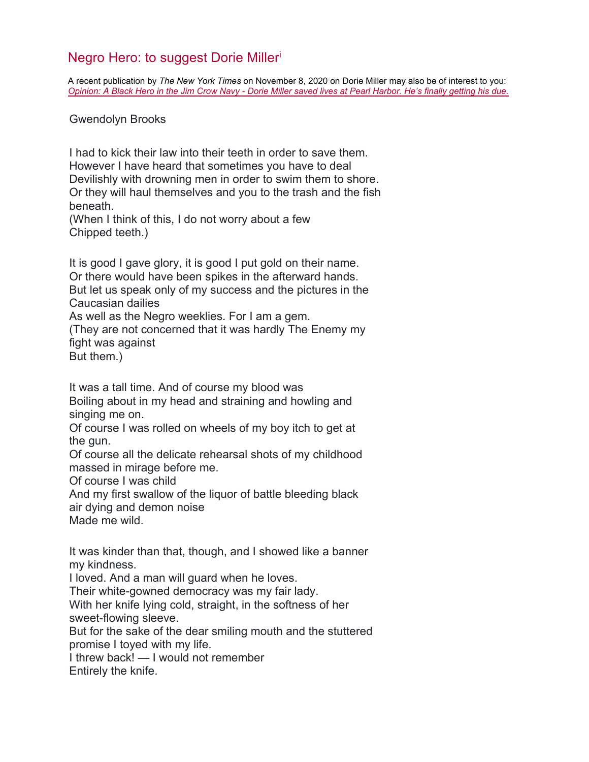# Negro Hero: to suggest Dorie Miller[i]

A recent publication by *The New York Times* on November 8, 2020 on Dorie Miller may also be of interest to you: *Opinion: A Black Hero in the Jim Crow Navy - Dorie Miller saved lives at Pearl Harbor. He's finally getting his due.*

Gwendolyn Brooks

I had to kick their law into their teeth in order to save them.
However I have heard that sometimes you have to deal
Devilishly with drowning men in order to swim them to shore.
Or they will haul themselves and you to the trash and the fish beneath.
(When I think of this, I do not worry about a few
Chipped teeth.)

It is good I gave glory, it is good I put gold on their name.
Or there would have been spikes in the afterward hands.
But let us speak only of my success and the pictures in the Caucasian dailies
As well as the Negro weeklies. For I am a gem.
(They are not concerned that it was hardly The Enemy my fight was against
But them.)

It was a tall time. And of course my blood was
Boiling about in my head and straining and howling and singing me on.
Of course I was rolled on wheels of my boy itch to get at the gun.
Of course all the delicate rehearsal shots of my childhood massed in mirage before me.
Of course I was child
And my first swallow of the liquor of battle bleeding black air dying and demon noise
Made me wild.

It was kinder than that, though, and I showed like a banner my kindness.
I loved. And a man will guard when he loves.
Their white-gowned democracy was my fair lady.
With her knife lying cold, straight, in the softness of her sweet-flowing sleeve.
But for the sake of the dear smiling mouth and the stuttered promise I toyed with my life.
I threw back! — I would not remember
Entirely the knife.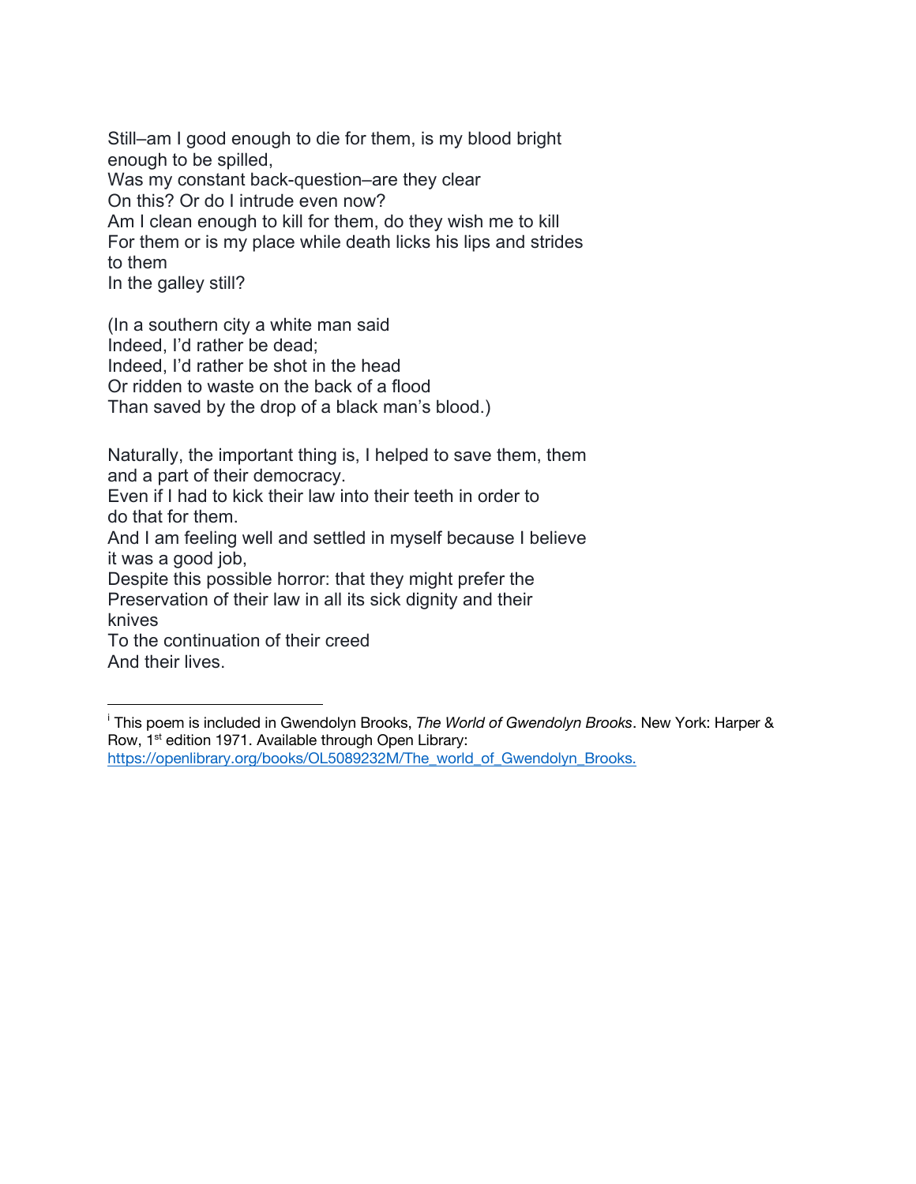Still–am I good enough to die for them, is my blood bright
enough to be spilled,
Was my constant back-question–are they clear
On this? Or do I intrude even now?
Am I clean enough to kill for them, do they wish me to kill
For them or is my place while death licks his lips and strides
to them
In the galley still?

(In a southern city a white man said
Indeed, I'd rather be dead;
Indeed, I'd rather be shot in the head
Or ridden to waste on the back of a flood
Than saved by the drop of a black man's blood.)

Naturally, the important thing is, I helped to save them, them
and a part of their democracy.
Even if I had to kick their law into their teeth in order to
do that for them.
And I am feeling well and settled in myself because I believe
it was a good job,
Despite this possible horror: that they might prefer the
Preservation of their law in all its sick dignity and their
knives
To the continuation of their creed
And their lives.

---

[i] This poem is included in Gwendolyn Brooks, *The World of Gwendolyn Brooks*. New York: Harper & Row, 1st edition 1971. Available through Open Library: https://openlibrary.org/books/OL5089232M/The_world_of_Gwendolyn_Brooks.